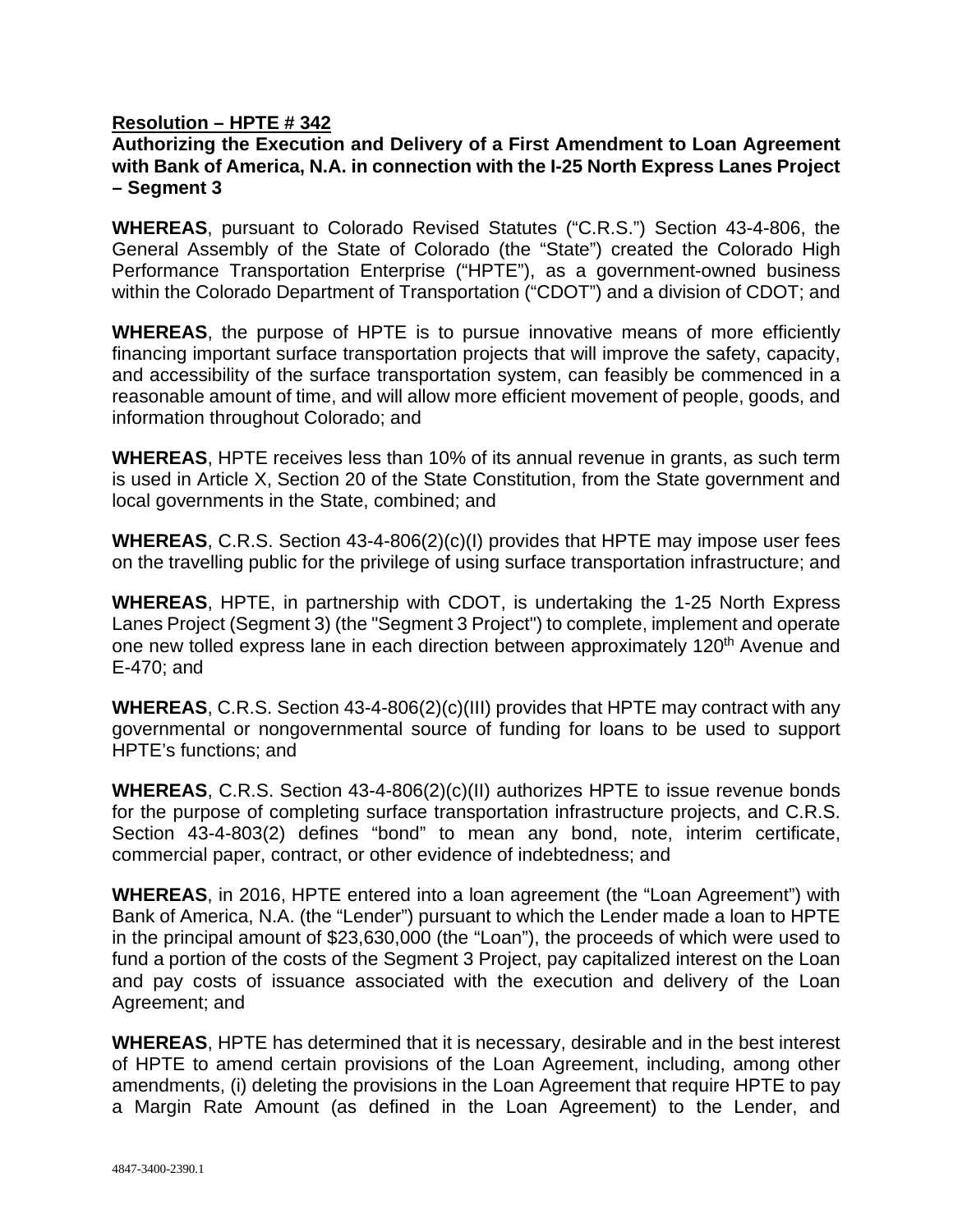**Resolution – HPTE # 342**

**Authorizing the Execution and Delivery of a First Amendment to Loan Agreement with Bank of America, N.A. in connection with the I-25 North Express Lanes Project – Segment 3**

**WHEREAS**, pursuant to Colorado Revised Statutes ("C.R.S.") Section 43-4-806, the General Assembly of the State of Colorado (the "State") created the Colorado High Performance Transportation Enterprise ("HPTE"), as a government-owned business within the Colorado Department of Transportation ("CDOT") and a division of CDOT; and

**WHEREAS**, the purpose of HPTE is to pursue innovative means of more efficiently financing important surface transportation projects that will improve the safety, capacity, and accessibility of the surface transportation system, can feasibly be commenced in a reasonable amount of time, and will allow more efficient movement of people, goods, and information throughout Colorado; and

**WHEREAS**, HPTE receives less than 10% of its annual revenue in grants, as such term is used in Article X, Section 20 of the State Constitution, from the State government and local governments in the State, combined; and

**WHEREAS**, C.R.S. Section 43-4-806(2)(c)(I) provides that HPTE may impose user fees on the travelling public for the privilege of using surface transportation infrastructure; and

**WHEREAS**, HPTE, in partnership with CDOT, is undertaking the 1-25 North Express Lanes Project (Segment 3) (the "Segment 3 Project") to complete, implement and operate one new tolled express lane in each direction between approximately 120th Avenue and E-470; and

**WHEREAS**, C.R.S. Section 43-4-806(2)(c)(III) provides that HPTE may contract with any governmental or nongovernmental source of funding for loans to be used to support HPTE's functions; and

**WHEREAS**, C.R.S. Section 43-4-806(2)(c)(II) authorizes HPTE to issue revenue bonds for the purpose of completing surface transportation infrastructure projects, and C.R.S. Section 43-4-803(2) defines "bond" to mean any bond, note, interim certificate, commercial paper, contract, or other evidence of indebtedness; and

**WHEREAS**, in 2016, HPTE entered into a loan agreement (the "Loan Agreement") with Bank of America, N.A. (the "Lender") pursuant to which the Lender made a loan to HPTE in the principal amount of $23,630,000 (the "Loan"), the proceeds of which were used to fund a portion of the costs of the Segment 3 Project, pay capitalized interest on the Loan and pay costs of issuance associated with the execution and delivery of the Loan Agreement; and

**WHEREAS**, HPTE has determined that it is necessary, desirable and in the best interest of HPTE to amend certain provisions of the Loan Agreement, including, among other amendments, (i) deleting the provisions in the Loan Agreement that require HPTE to pay a Margin Rate Amount (as defined in the Loan Agreement) to the Lender, and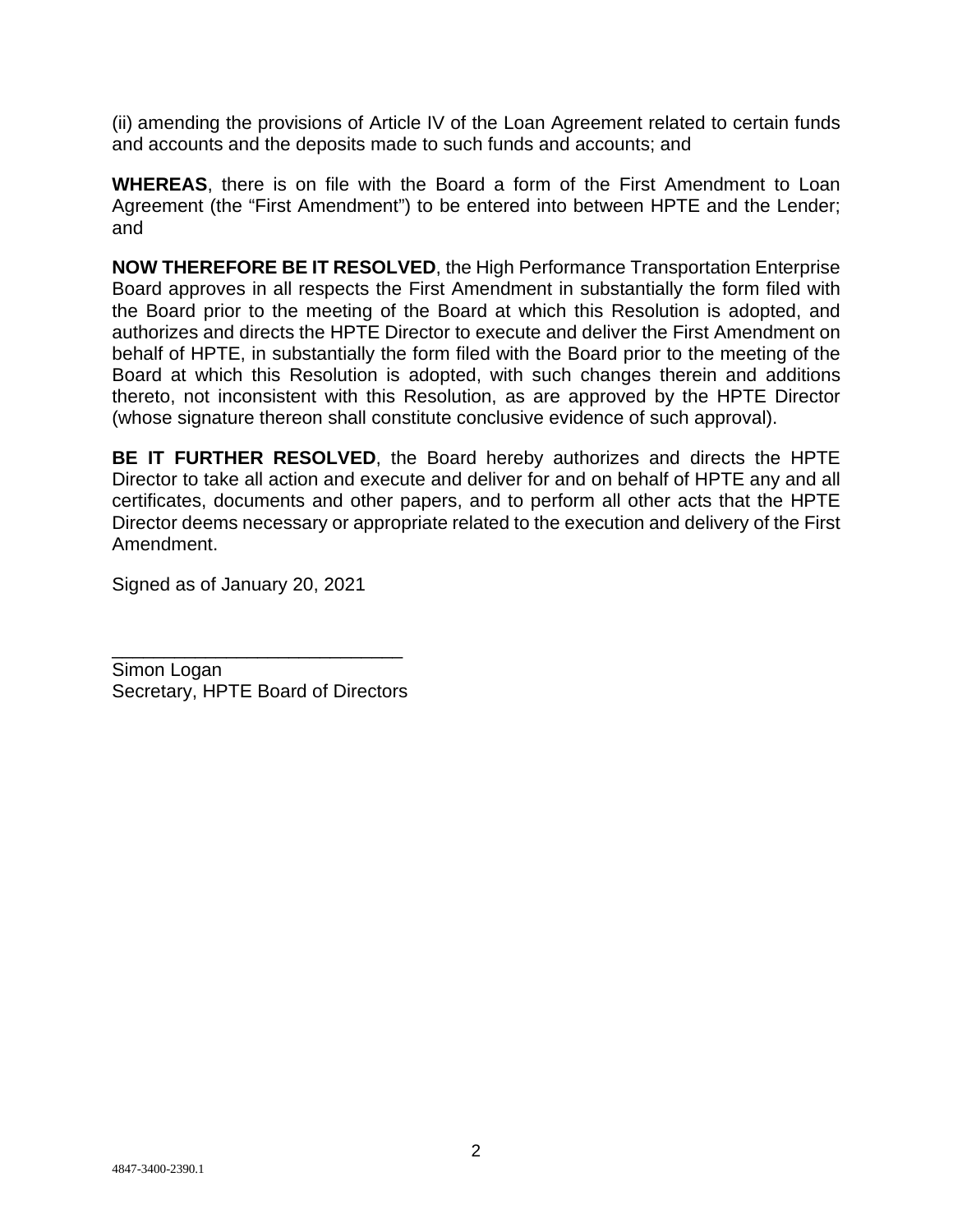(ii) amending the provisions of Article IV of the Loan Agreement related to certain funds and accounts and the deposits made to such funds and accounts; and

**WHEREAS**, there is on file with the Board a form of the First Amendment to Loan Agreement (the "First Amendment") to be entered into between HPTE and the Lender; and

**NOW THEREFORE BE IT RESOLVED**, the High Performance Transportation Enterprise Board approves in all respects the First Amendment in substantially the form filed with the Board prior to the meeting of the Board at which this Resolution is adopted, and authorizes and directs the HPTE Director to execute and deliver the First Amendment on behalf of HPTE, in substantially the form filed with the Board prior to the meeting of the Board at which this Resolution is adopted, with such changes therein and additions thereto, not inconsistent with this Resolution, as are approved by the HPTE Director (whose signature thereon shall constitute conclusive evidence of such approval).

**BE IT FURTHER RESOLVED**, the Board hereby authorizes and directs the HPTE Director to take all action and execute and deliver for and on behalf of HPTE any and all certificates, documents and other papers, and to perform all other acts that the HPTE Director deems necessary or appropriate related to the execution and delivery of the First Amendment.

Signed as of January 20, 2021

\_\_\_\_\_\_\_\_\_\_\_\_\_\_\_\_\_\_\_\_\_\_\_\_\_\_\_\_

Simon Logan
Secretary, HPTE Board of Directors

4847-3400-2390.1